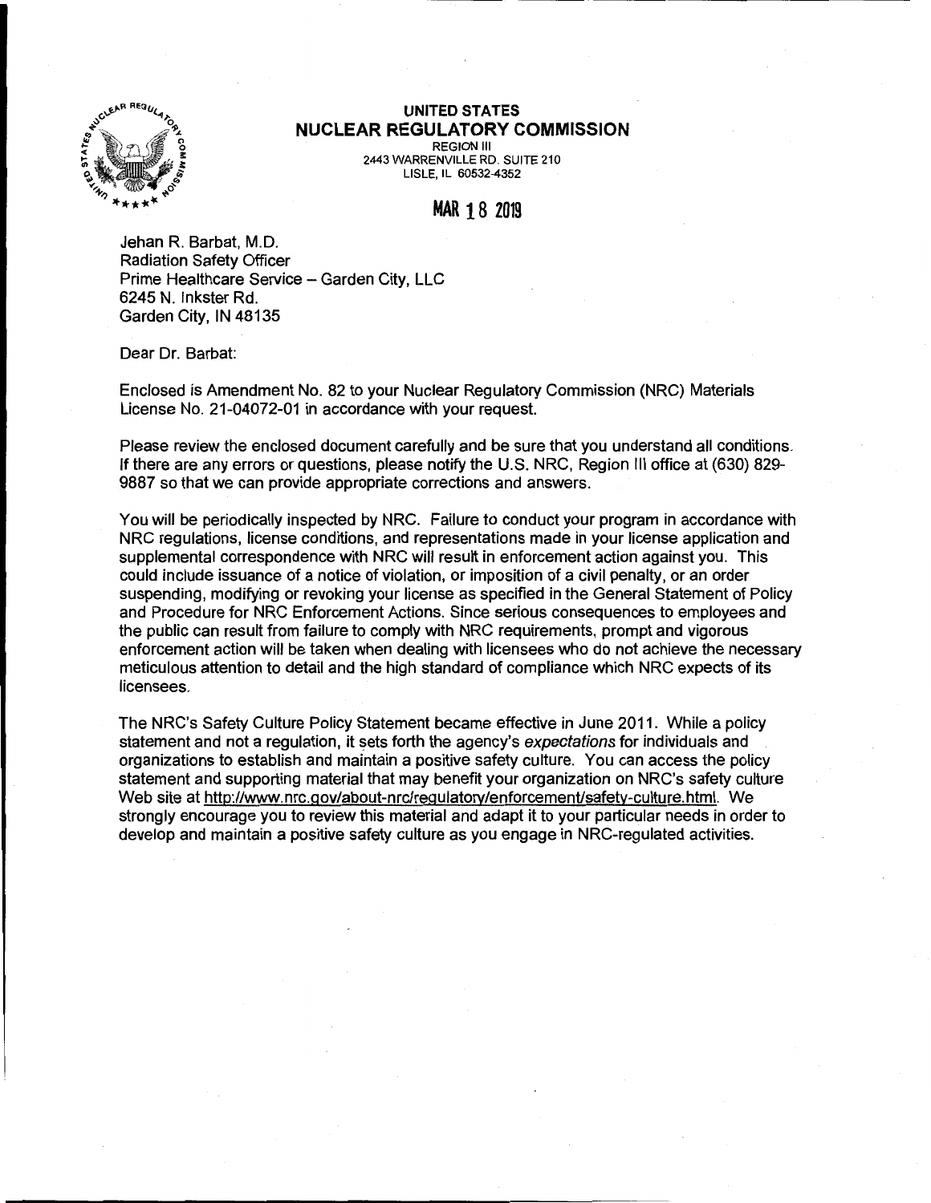**UNITED STATES**
**NUCLEAR REGULATORY COMMISSION**
REGION III
2443 WARRENVILLE RD. SUITE 210
LISLE, IL 60532-4352

MAR 18 2019

Jehan R. Barbat, M.D.
Radiation Safety Officer
Prime Healthcare Service – Garden City, LLC
6245 N. Inkster Rd.
Garden City, IN 48135

Dear Dr. Barbat:

Enclosed is Amendment No. 82 to your Nuclear Regulatory Commission (NRC) Materials License No. 21-04072-01 in accordance with your request.

Please review the enclosed document carefully and be sure that you understand all conditions. If there are any errors or questions, please notify the U.S. NRC, Region III office at (630) 829-9887 so that we can provide appropriate corrections and answers.

You will be periodically inspected by NRC. Failure to conduct your program in accordance with NRC regulations, license conditions, and representations made in your license application and supplemental correspondence with NRC will result in enforcement action against you. This could include issuance of a notice of violation, or imposition of a civil penalty, or an order suspending, modifying or revoking your license as specified in the General Statement of Policy and Procedure for NRC Enforcement Actions. Since serious consequences to employees and the public can result from failure to comply with NRC requirements, prompt and vigorous enforcement action will be taken when dealing with licensees who do not achieve the necessary meticulous attention to detail and the high standard of compliance which NRC expects of its licensees.

The NRC's Safety Culture Policy Statement became effective in June 2011. While a policy statement and not a regulation, it sets forth the agency's *expectations* for individuals and organizations to establish and maintain a positive safety culture. You can access the policy statement and supporting material that may benefit your organization on NRC's safety culture Web site at http://www.nrc.gov/about-nrc/regulatory/enforcement/safety-culture.html. We strongly encourage you to review this material and adapt it to your particular needs in order to develop and maintain a positive safety culture as you engage in NRC-regulated activities.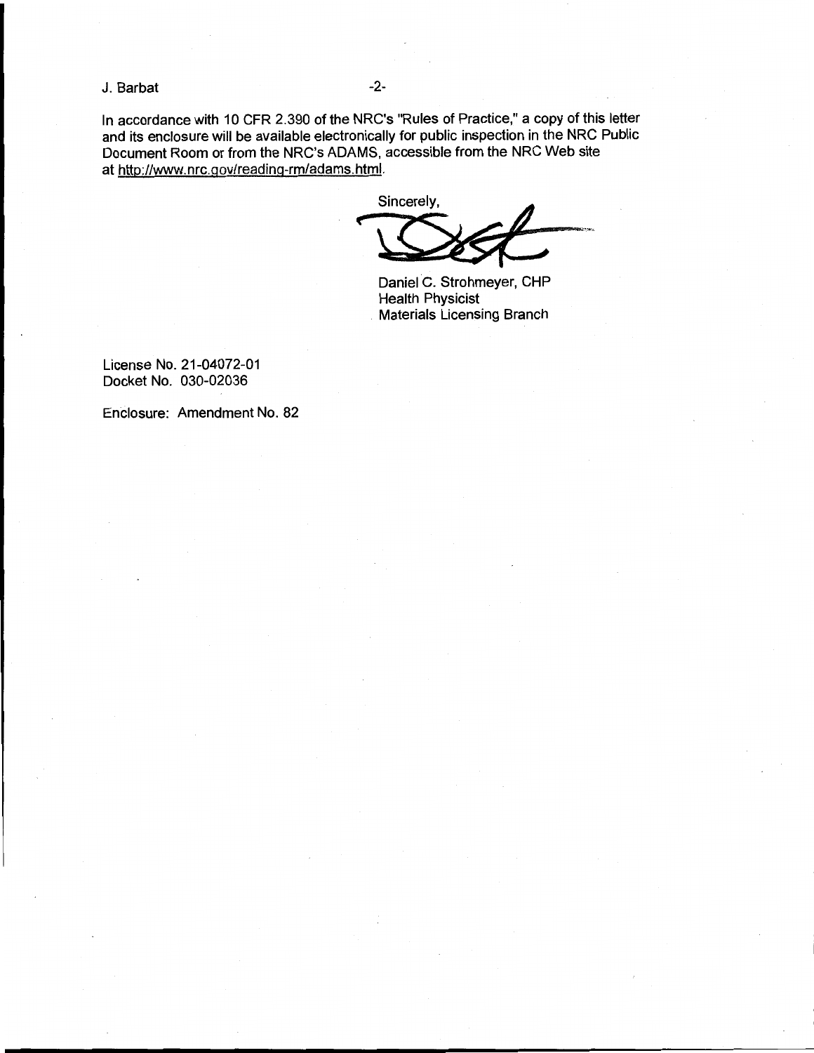In accordance with 10 CFR 2.390 of the NRC's "Rules of Practice," a copy of this letter and its enclosure will be available electronically for public inspection in the NRC Public Document Room or from the NRC's ADAMS, accessible from the NRC Web site at http://www.nrc.gov/reading-rm/adams.html.

Sincerely,

Daniel C. Strohmeyer, CHP
Health Physicist
Materials Licensing Branch

License No. 21-04072-01
Docket No. 030-02036

Enclosure: Amendment No. 82